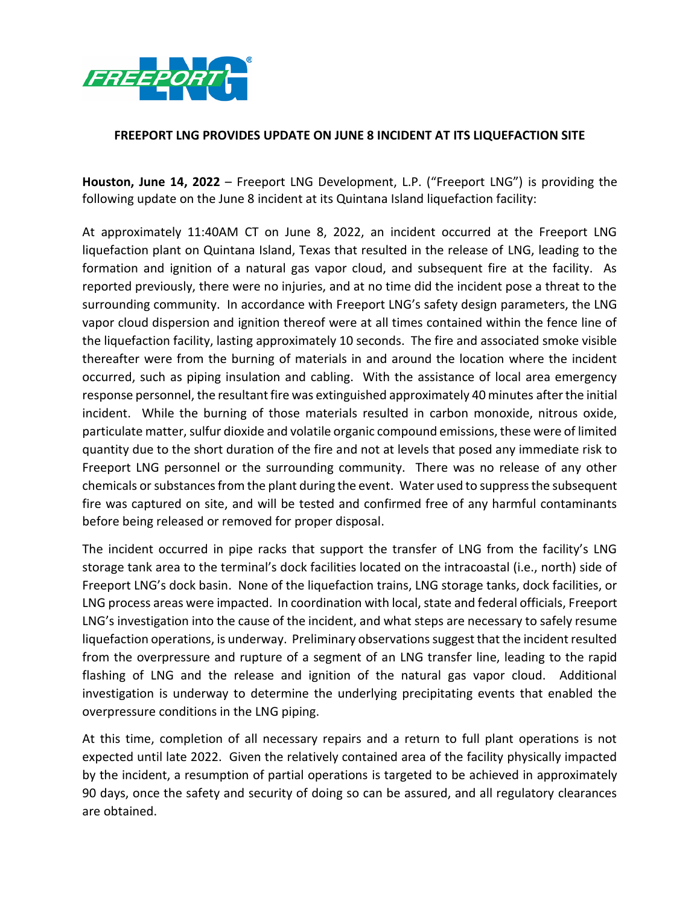# FREEPORT LNG PROVIDES UPDATE ON JUNE 8 INCIDENT AT ITS LIQUEFACTION SITE

**Houston, June 14, 2022** – Freeport LNG Development, L.P. ("Freeport LNG") is providing the following update on the June 8 incident at its Quintana Island liquefaction facility:

At approximately 11:40AM CT on June 8, 2022, an incident occurred at the Freeport LNG liquefaction plant on Quintana Island, Texas that resulted in the release of LNG, leading to the formation and ignition of a natural gas vapor cloud, and subsequent fire at the facility. As reported previously, there were no injuries, and at no time did the incident pose a threat to the surrounding community. In accordance with Freeport LNG's safety design parameters, the LNG vapor cloud dispersion and ignition thereof were at all times contained within the fence line of the liquefaction facility, lasting approximately 10 seconds. The fire and associated smoke visible thereafter were from the burning of materials in and around the location where the incident occurred, such as piping insulation and cabling. With the assistance of local area emergency response personnel, the resultant fire was extinguished approximately 40 minutes after the initial incident. While the burning of those materials resulted in carbon monoxide, nitrous oxide, particulate matter, sulfur dioxide and volatile organic compound emissions, these were of limited quantity due to the short duration of the fire and not at levels that posed any immediate risk to Freeport LNG personnel or the surrounding community. There was no release of any other chemicals or substances from the plant during the event. Water used to suppress the subsequent fire was captured on site, and will be tested and confirmed free of any harmful contaminants before being released or removed for proper disposal.

The incident occurred in pipe racks that support the transfer of LNG from the facility's LNG storage tank area to the terminal's dock facilities located on the intracoastal (i.e., north) side of Freeport LNG's dock basin. None of the liquefaction trains, LNG storage tanks, dock facilities, or LNG process areas were impacted. In coordination with local, state and federal officials, Freeport LNG's investigation into the cause of the incident, and what steps are necessary to safely resume liquefaction operations, is underway. Preliminary observations suggest that the incident resulted from the overpressure and rupture of a segment of an LNG transfer line, leading to the rapid flashing of LNG and the release and ignition of the natural gas vapor cloud. Additional investigation is underway to determine the underlying precipitating events that enabled the overpressure conditions in the LNG piping.

At this time, completion of all necessary repairs and a return to full plant operations is not expected until late 2022. Given the relatively contained area of the facility physically impacted by the incident, a resumption of partial operations is targeted to be achieved in approximately 90 days, once the safety and security of doing so can be assured, and all regulatory clearances are obtained.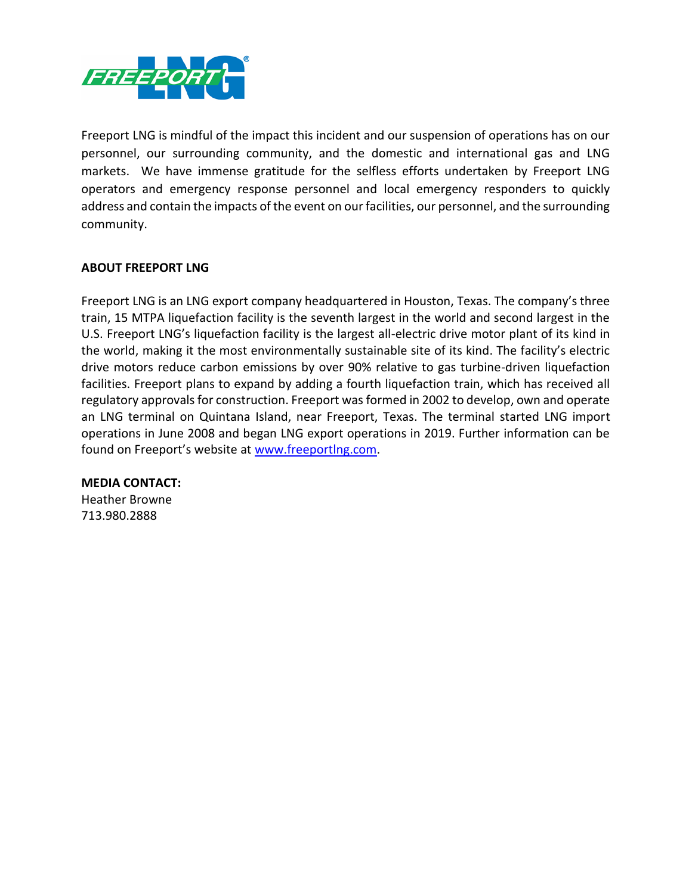Freeport LNG is mindful of the impact this incident and our suspension of operations has on our personnel, our surrounding community, and the domestic and international gas and LNG markets. We have immense gratitude for the selfless efforts undertaken by Freeport LNG operators and emergency response personnel and local emergency responders to quickly address and contain the impacts of the event on our facilities, our personnel, and the surrounding community.

**ABOUT FREEPORT LNG**

Freeport LNG is an LNG export company headquartered in Houston, Texas. The company's three train, 15 MTPA liquefaction facility is the seventh largest in the world and second largest in the U.S. Freeport LNG's liquefaction facility is the largest all-electric drive motor plant of its kind in the world, making it the most environmentally sustainable site of its kind. The facility's electric drive motors reduce carbon emissions by over 90% relative to gas turbine-driven liquefaction facilities. Freeport plans to expand by adding a fourth liquefaction train, which has received all regulatory approvals for construction. Freeport was formed in 2002 to develop, own and operate an LNG terminal on Quintana Island, near Freeport, Texas. The terminal started LNG import operations in June 2008 and began LNG export operations in 2019. Further information can be found on Freeport's website at [www.freeportlng.com](http://www.freeportlng.com).

**MEDIA CONTACT:**
Heather Browne
713.980.2888